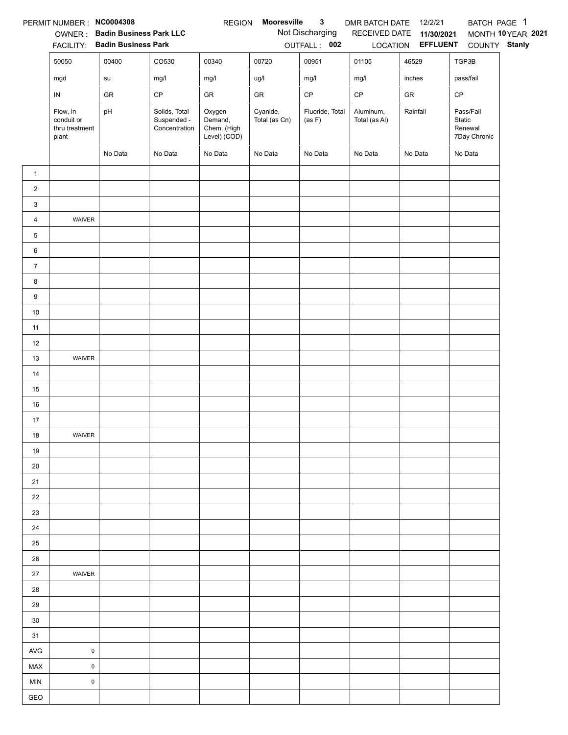PERMIT NUMBER : **NC0004308** REGION **Mooresville 3** DMR BATCH DATE 12/2/21 BATCH PAGE 1

OWNER : **Badin Business Park LLC** Not Discharging RECEIVED DATE **11/30/2021** MONTH **10** YEAR **2021**

FACILITY: **Badin Business Park** OUTFALL : **002** LOCATION **EFFLUENT** COUNTY **Stanly**

| | 50050 | 00400 | CO530 | 00340 | 00720 | 00951 | 01105 | 46529 | TGP3B |
|---|---|---|---|---|---|---|---|---|---|
| | mgd | su | mg/l | mg/l | ug/l | mg/l | mg/l | inches | pass/fail |
| | IN | GR | CP | GR | GR | CP | CP | GR | CP |
| | Flow, in conduit or thru treatment plant | pH | Solids, Total Suspended - Concentration | Oxygen Demand, Chem. (High Level) (COD) | Cyanide, Total (as Cn) | Fluoride, Total (as F) | Aluminum, Total (as Al) | Rainfall | Pass/Fail Static Renewal 7Day Chronic |
| | | No Data | No Data | No Data | No Data | No Data | No Data | No Data | No Data |
| 1 | | | | | | | | | |
| 2 | | | | | | | | | |
| 3 | | | | | | | | | |
| 4 | WAIVER | | | | | | | | |
| 5 | | | | | | | | | |
| 6 | | | | | | | | | |
| 7 | | | | | | | | | |
| 8 | | | | | | | | | |
| 9 | | | | | | | | | |
| 10 | | | | | | | | | |
| 11 | | | | | | | | | |
| 12 | | | | | | | | | |
| 13 | WAIVER | | | | | | | | |
| 14 | | | | | | | | | |
| 15 | | | | | | | | | |
| 16 | | | | | | | | | |
| 17 | | | | | | | | | |
| 18 | WAIVER | | | | | | | | |
| 19 | | | | | | | | | |
| 20 | | | | | | | | | |
| 21 | | | | | | | | | |
| 22 | | | | | | | | | |
| 23 | | | | | | | | | |
| 24 | | | | | | | | | |
| 25 | | | | | | | | | |
| 26 | | | | | | | | | |
| 27 | WAIVER | | | | | | | | |
| 28 | | | | | | | | | |
| 29 | | | | | | | | | |
| 30 | | | | | | | | | |
| 31 | | | | | | | | | |
| AVG | 0 | | | | | | | | |
| MAX | 0 | | | | | | | | |
| MIN | 0 | | | | | | | | |
| GEO | | | | | | | | | |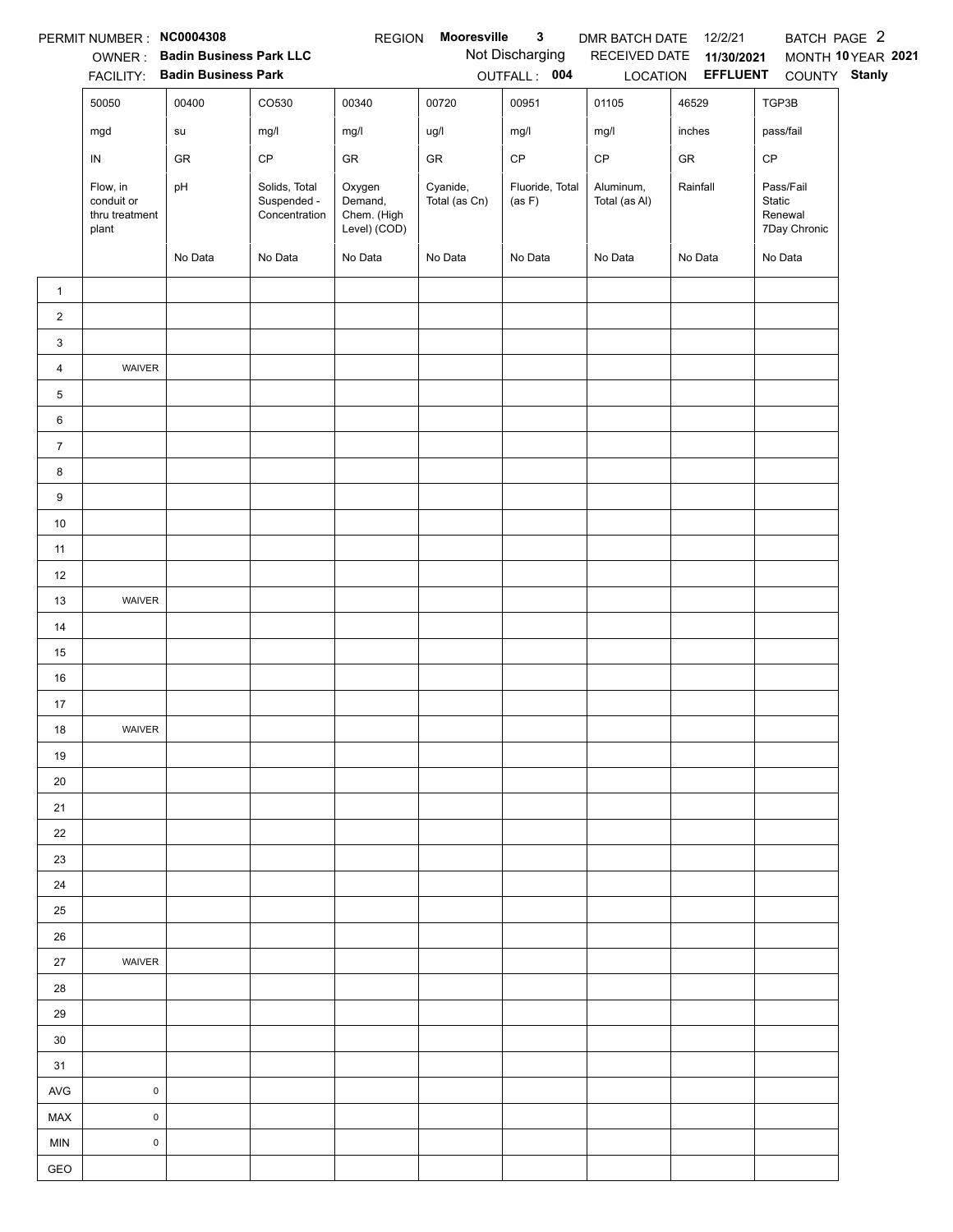PERMIT NUMBER : **NC0004308** REGION **Mooresville 3** DMR BATCH DATE 12/2/21 BATCH PAGE 2

OWNER : **Badin Business Park LLC** Not Discharging RECEIVED DATE **11/30/2021** MONTH **10** YEAR **2021**

FACILITY: **Badin Business Park** OUTFALL : **004** LOCATION **EFFLUENT** COUNTY **Stanly**

| | 50050 | 00400 | CO530 | 00340 | 00720 | 00951 | 01105 | 46529 | TGP3B |
|---|---|---|---|---|---|---|---|---|---|
| | mgd | su | mg/l | mg/l | ug/l | mg/l | mg/l | inches | pass/fail |
| | IN | GR | CP | GR | GR | CP | CP | GR | CP |
| | Flow, in conduit or thru treatment plant | pH | Solids, Total Suspended - Concentration | Oxygen Demand, Chem. (High Level) (COD) | Cyanide, Total (as Cn) | Fluoride, Total (as F) | Aluminum, Total (as Al) | Rainfall | Pass/Fail Static Renewal 7Day Chronic |
| | | No Data | No Data | No Data | No Data | No Data | No Data | No Data | No Data |
| 1 | | | | | | | | | |
| 2 | | | | | | | | | |
| 3 | | | | | | | | | |
| 4 | WAIVER | | | | | | | | |
| 5 | | | | | | | | | |
| 6 | | | | | | | | | |
| 7 | | | | | | | | | |
| 8 | | | | | | | | | |
| 9 | | | | | | | | | |
| 10 | | | | | | | | | |
| 11 | | | | | | | | | |
| 12 | | | | | | | | | |
| 13 | WAIVER | | | | | | | | |
| 14 | | | | | | | | | |
| 15 | | | | | | | | | |
| 16 | | | | | | | | | |
| 17 | | | | | | | | | |
| 18 | WAIVER | | | | | | | | |
| 19 | | | | | | | | | |
| 20 | | | | | | | | | |
| 21 | | | | | | | | | |
| 22 | | | | | | | | | |
| 23 | | | | | | | | | |
| 24 | | | | | | | | | |
| 25 | | | | | | | | | |
| 26 | | | | | | | | | |
| 27 | WAIVER | | | | | | | | |
| 28 | | | | | | | | | |
| 29 | | | | | | | | | |
| 30 | | | | | | | | | |
| 31 | | | | | | | | | |
| AVG | 0 | | | | | | | | |
| MAX | 0 | | | | | | | | |
| MIN | 0 | | | | | | | | |
| GEO | | | | | | | | | |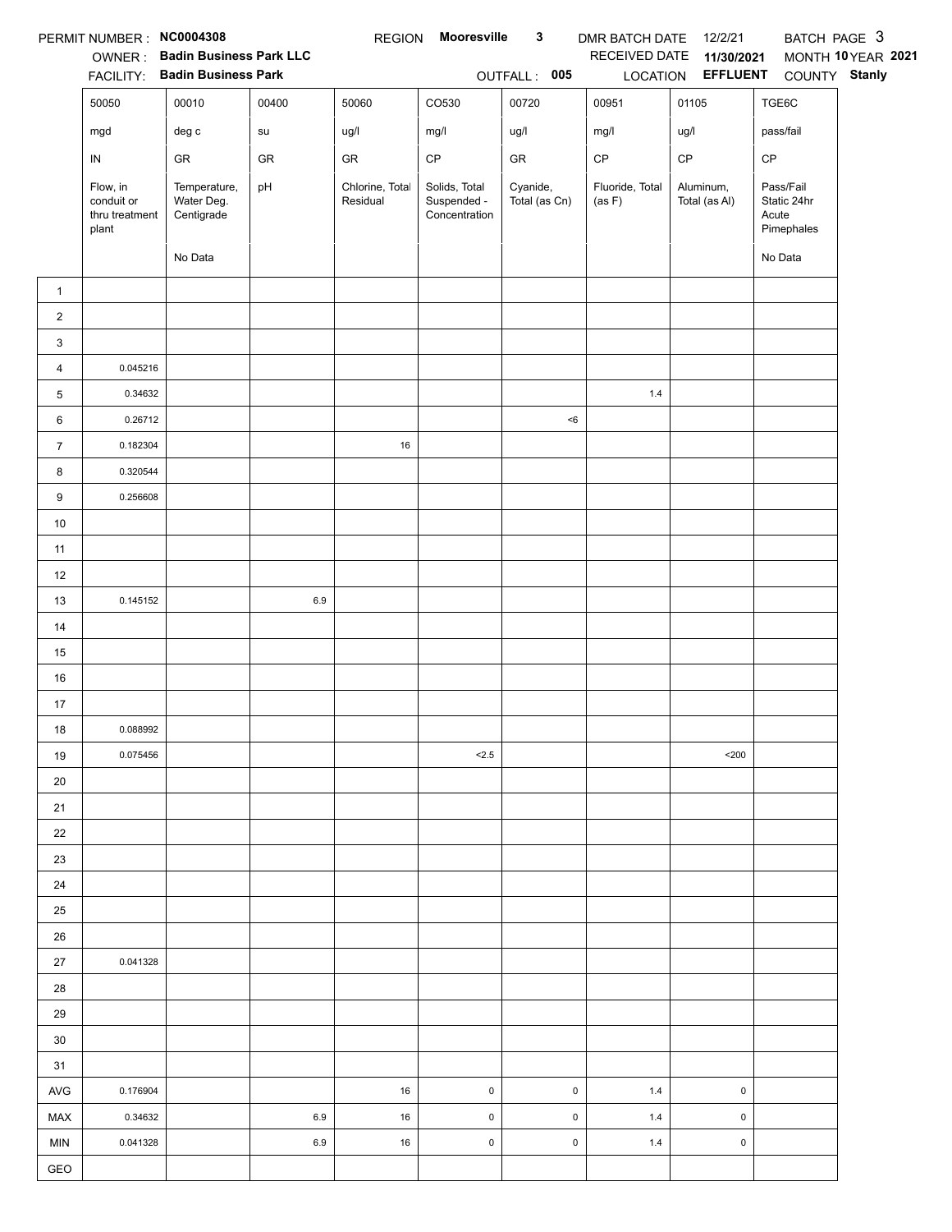PERMIT NUMBER : **NC0004308** REGION **Mooresville 3** DMR BATCH DATE 12/2/21 BATCH PAGE 3

OWNER : **Badin Business Park LLC** RECEIVED DATE **11/30/2021** MONTH **10** YEAR **2021**

FACILITY: **Badin Business Park** OUTFALL : **005** LOCATION **EFFLUENT** COUNTY **Stanly**

| | 50050 | 00010 | 00400 | 50060 | CO530 | 00720 | 00951 | 01105 | TGE6C |
|---|---|---|---|---|---|---|---|---|---|
| | mgd | deg c | su | ug/l | mg/l | ug/l | mg/l | ug/l | pass/fail |
| | IN | GR | GR | GR | CP | GR | CP | CP | CP |
| | Flow, in conduit or thru treatment plant | Temperature, Water Deg. Centigrade | pH | Chlorine, Total Residual | Solids, Total Suspended - Concentration | Cyanide, Total (as Cn) | Fluoride, Total (as F) | Aluminum, Total (as Al) | Pass/Fail Static 24hr Acute Pimephales |
| | | No Data | | | | | | | No Data |
| 1 | | | | | | | | | |
| 2 | | | | | | | | | |
| 3 | | | | | | | | | |
| 4 | 0.045216 | | | | | | | | |
| 5 | 0.34632 | | | | | | 1.4 | | |
| 6 | 0.26712 | | | | | <6 | | | |
| 7 | 0.182304 | | | 16 | | | | | |
| 8 | 0.320544 | | | | | | | | |
| 9 | 0.256608 | | | | | | | | |
| 10 | | | | | | | | | |
| 11 | | | | | | | | | |
| 12 | | | | | | | | | |
| 13 | 0.145152 | | 6.9 | | | | | | |
| 14 | | | | | | | | | |
| 15 | | | | | | | | | |
| 16 | | | | | | | | | |
| 17 | | | | | | | | | |
| 18 | 0.088992 | | | | | | | | |
| 19 | 0.075456 | | | | <2.5 | | | <200 | |
| 20 | | | | | | | | | |
| 21 | | | | | | | | | |
| 22 | | | | | | | | | |
| 23 | | | | | | | | | |
| 24 | | | | | | | | | |
| 25 | | | | | | | | | |
| 26 | | | | | | | | | |
| 27 | 0.041328 | | | | | | | | |
| 28 | | | | | | | | | |
| 29 | | | | | | | | | |
| 30 | | | | | | | | | |
| 31 | | | | | | | | | |
| AVG | 0.176904 | | | 16 | 0 | 0 | 1.4 | 0 | |
| MAX | 0.34632 | | 6.9 | 16 | 0 | 0 | 1.4 | 0 | |
| MIN | 0.041328 | | 6.9 | 16 | 0 | 0 | 1.4 | 0 | |
| GEO | | | | | | | | | |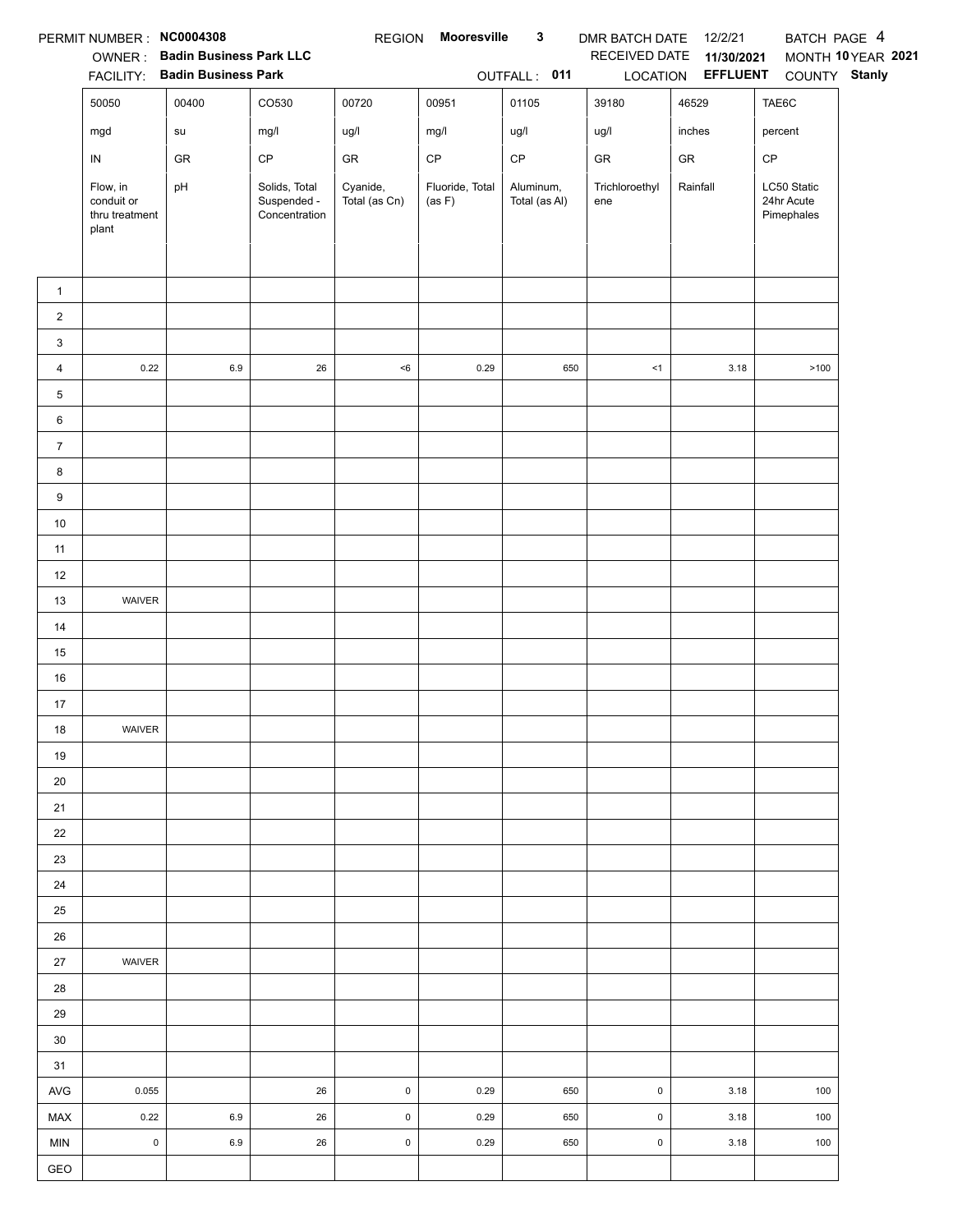PERMIT NUMBER : **NC0004308** REGION **Mooresville 3** DMR BATCH DATE 12/2/21 BATCH PAGE 4

OWNER : **Badin Business Park LLC** RECEIVED DATE **11/30/2021** MONTH **10** YEAR **2021**

FACILITY: **Badin Business Park** OUTFALL : **011** LOCATION **EFFLUENT** COUNTY **Stanly**

| | 50050 | 00400 | CO530 | 00720 | 00951 | 01105 | 39180 | 46529 | TAE6C |
|---|---|---|---|---|---|---|---|---|---|
| | mgd | su | mg/l | ug/l | mg/l | ug/l | ug/l | inches | percent |
| | IN | GR | CP | GR | CP | CP | GR | GR | CP |
| | Flow, in conduit or thru treatment plant | pH | Solids, Total Suspended - Concentration | Cyanide, Total (as Cn) | Fluoride, Total (as F) | Aluminum, Total (as Al) | Trichloroethylene | Rainfall | LC50 Static 24hr Acute Pimephales |
| 1 | | | | | | | | | |
| 2 | | | | | | | | | |
| 3 | | | | | | | | | |
| 4 | 0.22 | 6.9 | 26 | <6 | 0.29 | 650 | <1 | 3.18 | >100 |
| 5 | | | | | | | | | |
| 6 | | | | | | | | | |
| 7 | | | | | | | | | |
| 8 | | | | | | | | | |
| 9 | | | | | | | | | |
| 10 | | | | | | | | | |
| 11 | | | | | | | | | |
| 12 | | | | | | | | | |
| 13 | WAIVER | | | | | | | | |
| 14 | | | | | | | | | |
| 15 | | | | | | | | | |
| 16 | | | | | | | | | |
| 17 | | | | | | | | | |
| 18 | WAIVER | | | | | | | | |
| 19 | | | | | | | | | |
| 20 | | | | | | | | | |
| 21 | | | | | | | | | |
| 22 | | | | | | | | | |
| 23 | | | | | | | | | |
| 24 | | | | | | | | | |
| 25 | | | | | | | | | |
| 26 | | | | | | | | | |
| 27 | WAIVER | | | | | | | | |
| 28 | | | | | | | | | |
| 29 | | | | | | | | | |
| 30 | | | | | | | | | |
| 31 | | | | | | | | | |
| AVG | 0.055 | | 26 | 0 | 0.29 | 650 | 0 | 3.18 | 100 |
| MAX | 0.22 | 6.9 | 26 | 0 | 0.29 | 650 | 0 | 3.18 | 100 |
| MIN | 0 | 6.9 | 26 | 0 | 0.29 | 650 | 0 | 3.18 | 100 |
| GEO | | | | | | | | | |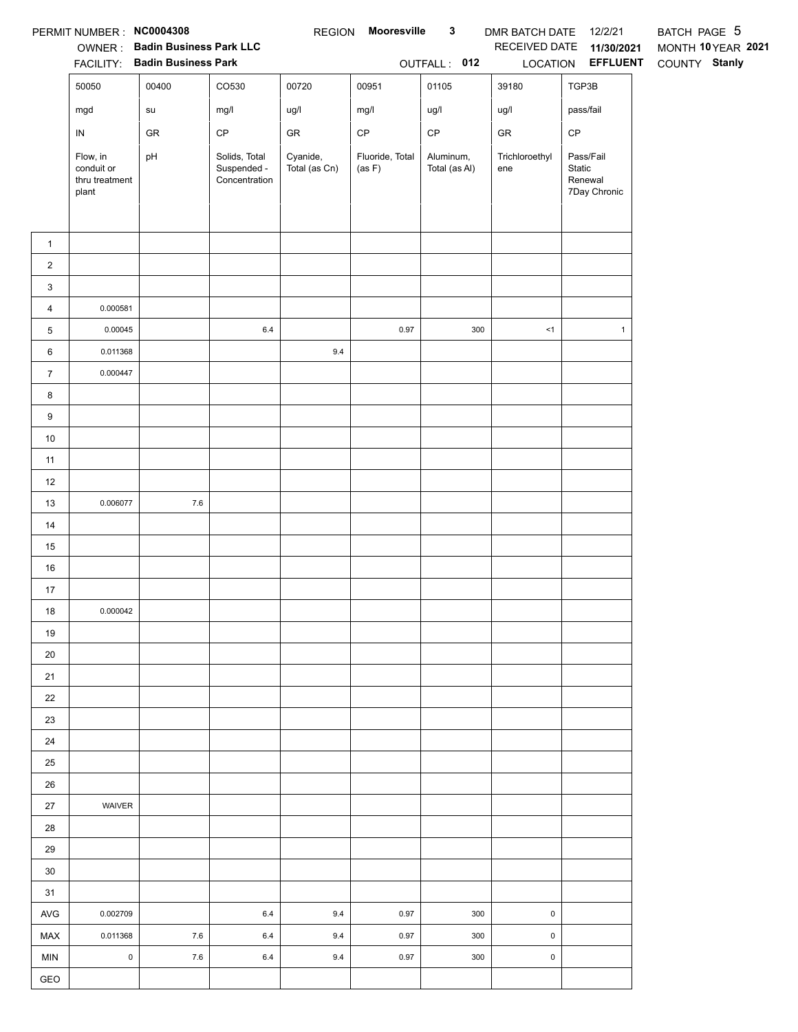PERMIT NUMBER : **NC0004308** REGION **Mooresville 3** DMR BATCH DATE 12/2/21 BATCH PAGE 5

OWNER : **Badin Business Park LLC** RECEIVED DATE **11/30/2021** MONTH **10** YEAR **2021**

FACILITY: **Badin Business Park** OUTFALL : **012** LOCATION **EFFLUENT** COUNTY **Stanly**

| | 50050 | 00400 | CO530 | 00720 | 00951 | 01105 | 39180 | TGP3B |
|---|---|---|---|---|---|---|---|---|
| | mgd | su | mg/l | ug/l | mg/l | ug/l | ug/l | pass/fail |
| | IN | GR | CP | GR | CP | CP | GR | CP |
| | Flow, in conduit or thru treatment plant | pH | Solids, Total Suspended - Concentration | Cyanide, Total (as Cn) | Fluoride, Total (as F) | Aluminum, Total (as Al) | Trichloroethylene | Pass/Fail Static Renewal 7Day Chronic |
| 1 | | | | | | | | |
| 2 | | | | | | | | |
| 3 | | | | | | | | |
| 4 | 0.000581 | | | | | | | |
| 5 | 0.00045 | | 6.4 | | 0.97 | 300 | <1 | 1 |
| 6 | 0.011368 | | | 9.4 | | | | |
| 7 | 0.000447 | | | | | | | |
| 8 | | | | | | | | |
| 9 | | | | | | | | |
| 10 | | | | | | | | |
| 11 | | | | | | | | |
| 12 | | | | | | | | |
| 13 | 0.006077 | 7.6 | | | | | | |
| 14 | | | | | | | | |
| 15 | | | | | | | | |
| 16 | | | | | | | | |
| 17 | | | | | | | | |
| 18 | 0.000042 | | | | | | | |
| 19 | | | | | | | | |
| 20 | | | | | | | | |
| 21 | | | | | | | | |
| 22 | | | | | | | | |
| 23 | | | | | | | | |
| 24 | | | | | | | | |
| 25 | | | | | | | | |
| 26 | | | | | | | | |
| 27 | WAIVER | | | | | | | |
| 28 | | | | | | | | |
| 29 | | | | | | | | |
| 30 | | | | | | | | |
| 31 | | | | | | | | |
| AVG | 0.002709 | | 6.4 | 9.4 | 0.97 | 300 | 0 | |
| MAX | 0.011368 | 7.6 | 6.4 | 9.4 | 0.97 | 300 | 0 | |
| MIN | 0 | 7.6 | 6.4 | 9.4 | 0.97 | 300 | 0 | |
| GEO | | | | | | | | |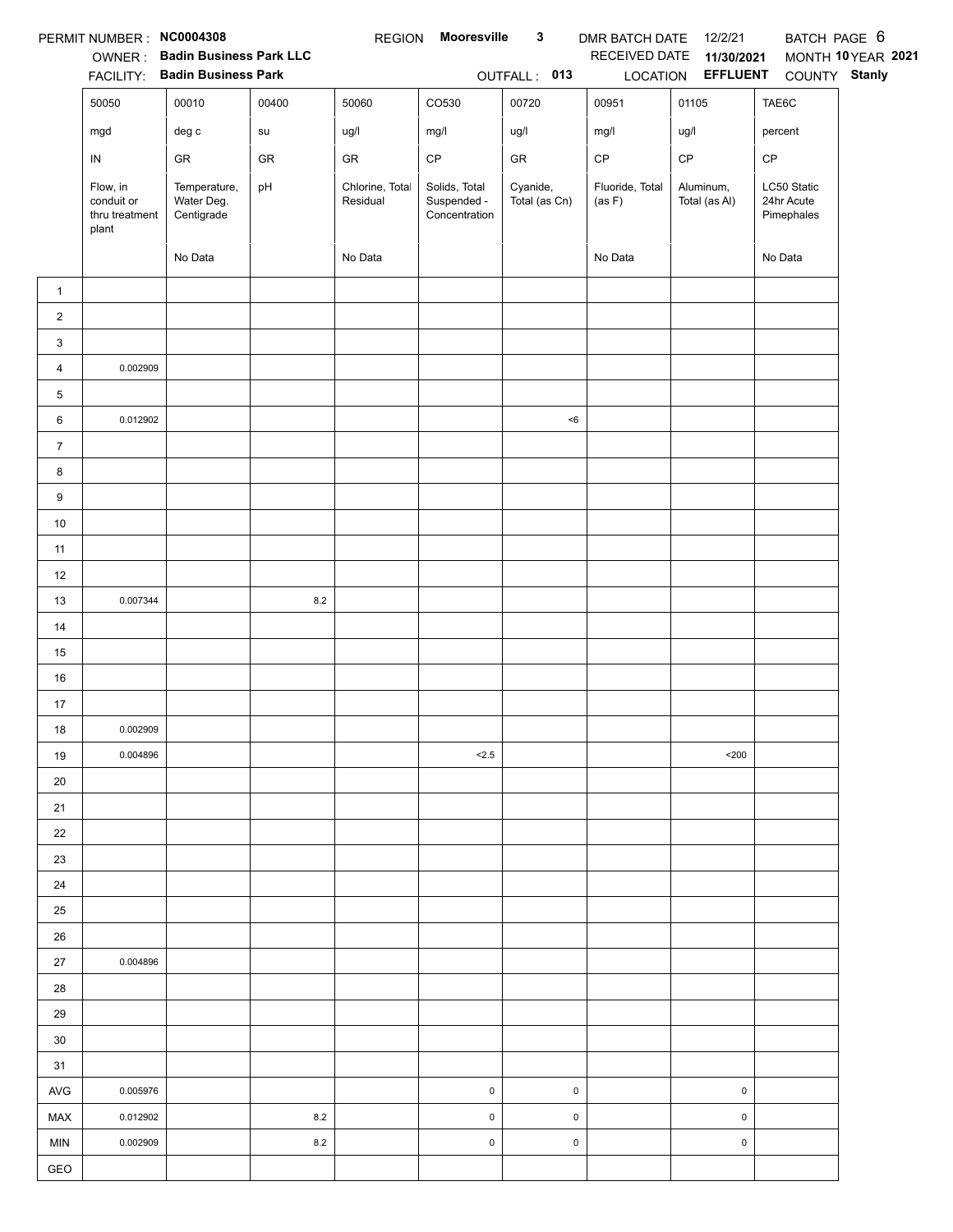PERMIT NUMBER : **NC0004308** REGION **Mooresville 3** DMR BATCH DATE 12/2/21 BATCH PAGE 6

OWNER : **Badin Business Park LLC** RECEIVED DATE **11/30/2021** MONTH **10** YEAR **2021**

FACILITY: **Badin Business Park** OUTFALL : **013** LOCATION **EFFLUENT** COUNTY **Stanly**

| | 50050 | 00010 | 00400 | 50060 | CO530 | 00720 | 00951 | 01105 | TAE6C |
|---|---|---|---|---|---|---|---|---|---|
| | mgd | deg c | su | ug/l | mg/l | ug/l | mg/l | ug/l | percent |
| | IN | GR | GR | GR | CP | GR | CP | CP | CP |
| | Flow, in conduit or thru treatment plant | Temperature, Water Deg. Centigrade | pH | Chlorine, Total Residual | Solids, Total Suspended - Concentration | Cyanide, Total (as Cn) | Fluoride, Total (as F) | Aluminum, Total (as Al) | LC50 Static 24hr Acute Pimephales |
| | | No Data | | No Data | | | No Data | | No Data |
| 1 | | | | | | | | | |
| 2 | | | | | | | | | |
| 3 | | | | | | | | | |
| 4 | 0.002909 | | | | | | | | |
| 5 | | | | | | | | | |
| 6 | 0.012902 | | | | | <6 | | | |
| 7 | | | | | | | | | |
| 8 | | | | | | | | | |
| 9 | | | | | | | | | |
| 10 | | | | | | | | | |
| 11 | | | | | | | | | |
| 12 | | | | | | | | | |
| 13 | 0.007344 | | 8.2 | | | | | | |
| 14 | | | | | | | | | |
| 15 | | | | | | | | | |
| 16 | | | | | | | | | |
| 17 | | | | | | | | | |
| 18 | 0.002909 | | | | | | | | |
| 19 | 0.004896 | | | | <2.5 | | | <200 | |
| 20 | | | | | | | | | |
| 21 | | | | | | | | | |
| 22 | | | | | | | | | |
| 23 | | | | | | | | | |
| 24 | | | | | | | | | |
| 25 | | | | | | | | | |
| 26 | | | | | | | | | |
| 27 | 0.004896 | | | | | | | | |
| 28 | | | | | | | | | |
| 29 | | | | | | | | | |
| 30 | | | | | | | | | |
| 31 | | | | | | | | | |
| AVG | 0.005976 | | | | 0 | 0 | | 0 | |
| MAX | 0.012902 | | 8.2 | | 0 | 0 | | 0 | |
| MIN | 0.002909 | | 8.2 | | 0 | 0 | | 0 | |
| GEO | | | | | | | | | |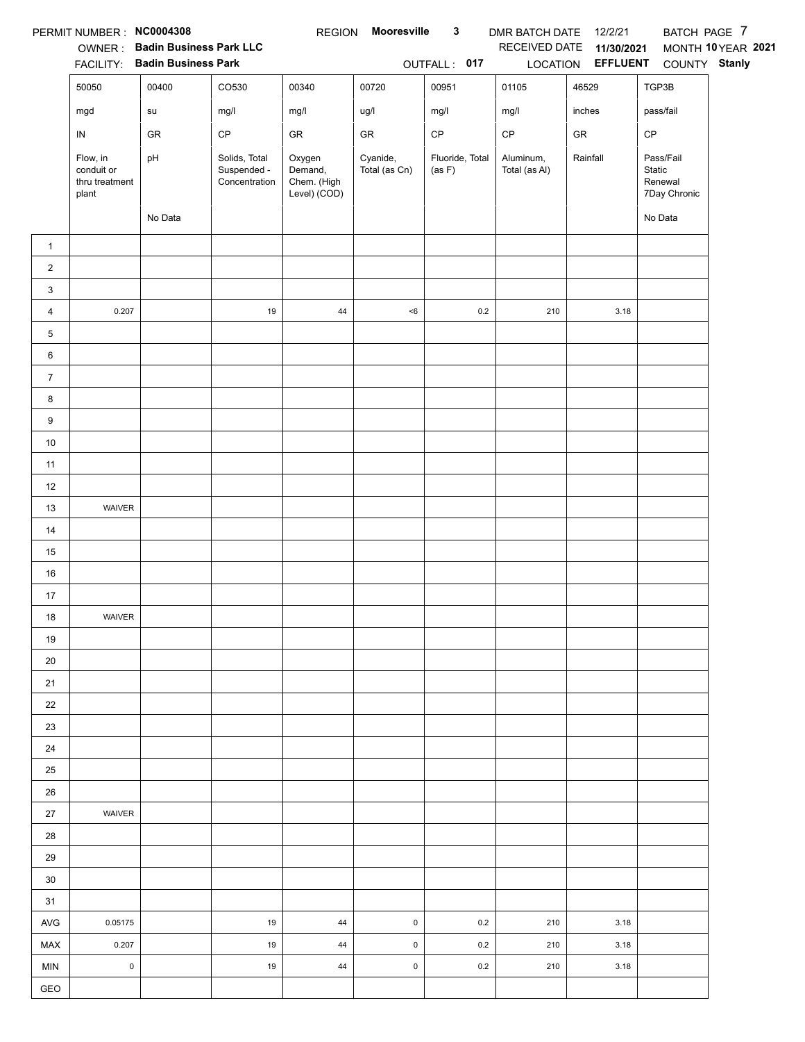PERMIT NUMBER : **NC0004308** REGION **Mooresville 3** DMR BATCH DATE 12/2/21 BATCH PAGE 7

OWNER : **Badin Business Park LLC** RECEIVED DATE **11/30/2021** MONTH **10** YEAR **2021**

FACILITY: **Badin Business Park** OUTFALL : **017** LOCATION **EFFLUENT** COUNTY **Stanly**

| | 50050 | 00400 | CO530 | 00340 | 00720 | 00951 | 01105 | 46529 | TGP3B |
|---|---|---|---|---|---|---|---|---|---|
| | mgd | su | mg/l | mg/l | ug/l | mg/l | mg/l | inches | pass/fail |
| | IN | GR | CP | GR | GR | CP | CP | GR | CP |
| | Flow, in conduit or thru treatment plant | pH | Solids, Total Suspended - Concentration | Oxygen Demand, Chem. (High Level) (COD) | Cyanide, Total (as Cn) | Fluoride, Total (as F) | Aluminum, Total (as Al) | Rainfall | Pass/Fail Static Renewal 7Day Chronic |
| | | No Data | | | | | | | No Data |
| 1 | | | | | | | | | |
| 2 | | | | | | | | | |
| 3 | | | | | | | | | |
| 4 | 0.207 | | 19 | 44 | <6 | 0.2 | 210 | 3.18 | |
| 5 | | | | | | | | | |
| 6 | | | | | | | | | |
| 7 | | | | | | | | | |
| 8 | | | | | | | | | |
| 9 | | | | | | | | | |
| 10 | | | | | | | | | |
| 11 | | | | | | | | | |
| 12 | | | | | | | | | |
| 13 | WAIVER | | | | | | | | |
| 14 | | | | | | | | | |
| 15 | | | | | | | | | |
| 16 | | | | | | | | | |
| 17 | | | | | | | | | |
| 18 | WAIVER | | | | | | | | |
| 19 | | | | | | | | | |
| 20 | | | | | | | | | |
| 21 | | | | | | | | | |
| 22 | | | | | | | | | |
| 23 | | | | | | | | | |
| 24 | | | | | | | | | |
| 25 | | | | | | | | | |
| 26 | | | | | | | | | |
| 27 | WAIVER | | | | | | | | |
| 28 | | | | | | | | | |
| 29 | | | | | | | | | |
| 30 | | | | | | | | | |
| 31 | | | | | | | | | |
| AVG | 0.05175 | | 19 | 44 | 0 | 0.2 | 210 | 3.18 | |
| MAX | 0.207 | | 19 | 44 | 0 | 0.2 | 210 | 3.18 | |
| MIN | 0 | | 19 | 44 | 0 | 0.2 | 210 | 3.18 | |
| GEO | | | | | | | | | |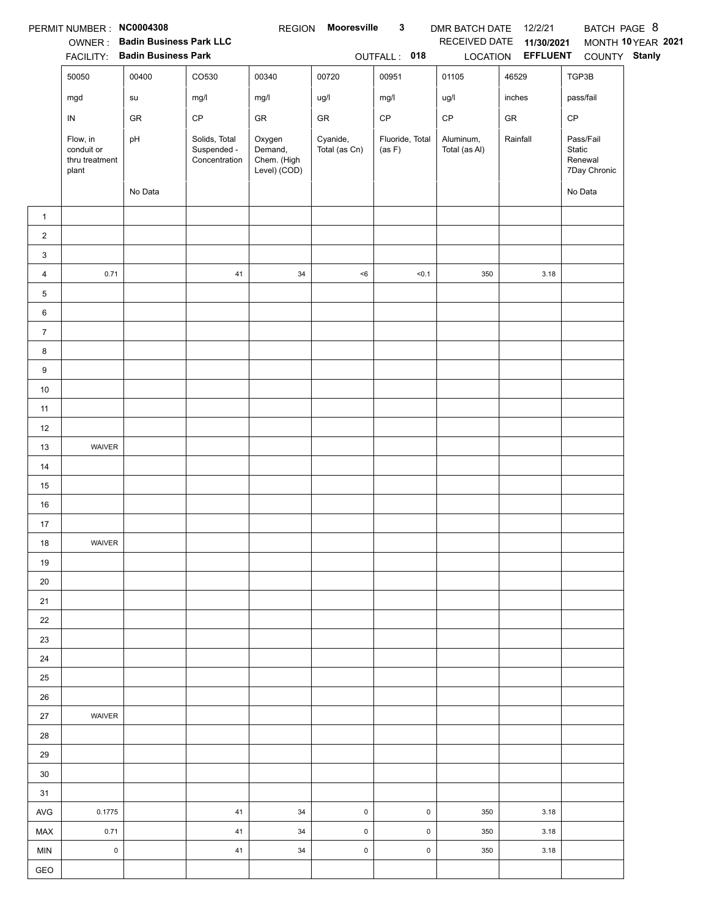PERMIT NUMBER : **NC0004308** REGION **Mooresville 3** DMR BATCH DATE 12/2/21 BATCH PAGE 8

OWNER : **Badin Business Park LLC** RECEIVED DATE **11/30/2021** MONTH **10** YEAR **2021**

FACILITY: **Badin Business Park** OUTFALL : **018** LOCATION **EFFLUENT** COUNTY **Stanly**

| | 50050 | 00400 | CO530 | 00340 | 00720 | 00951 | 01105 | 46529 | TGP3B |
|---|---|---|---|---|---|---|---|---|---|
| | mgd | su | mg/l | mg/l | ug/l | mg/l | ug/l | inches | pass/fail |
| | IN | GR | CP | GR | GR | CP | CP | GR | CP |
| | Flow, in conduit or thru treatment plant | pH | Solids, Total Suspended - Concentration | Oxygen Demand, Chem. (High Level) (COD) | Cyanide, Total (as Cn) | Fluoride, Total (as F) | Aluminum, Total (as Al) | Rainfall | Pass/Fail Static Renewal 7Day Chronic |
| | | No Data | | | | | | | No Data |
| 1 | | | | | | | | | |
| 2 | | | | | | | | | |
| 3 | | | | | | | | | |
| 4 | 0.71 | | 41 | 34 | <6 | <0.1 | 350 | 3.18 | |
| 5 | | | | | | | | | |
| 6 | | | | | | | | | |
| 7 | | | | | | | | | |
| 8 | | | | | | | | | |
| 9 | | | | | | | | | |
| 10 | | | | | | | | | |
| 11 | | | | | | | | | |
| 12 | | | | | | | | | |
| 13 | WAIVER | | | | | | | | |
| 14 | | | | | | | | | |
| 15 | | | | | | | | | |
| 16 | | | | | | | | | |
| 17 | | | | | | | | | |
| 18 | WAIVER | | | | | | | | |
| 19 | | | | | | | | | |
| 20 | | | | | | | | | |
| 21 | | | | | | | | | |
| 22 | | | | | | | | | |
| 23 | | | | | | | | | |
| 24 | | | | | | | | | |
| 25 | | | | | | | | | |
| 26 | | | | | | | | | |
| 27 | WAIVER | | | | | | | | |
| 28 | | | | | | | | | |
| 29 | | | | | | | | | |
| 30 | | | | | | | | | |
| 31 | | | | | | | | | |
| AVG | 0.1775 | | 41 | 34 | 0 | 0 | 350 | 3.18 | |
| MAX | 0.71 | | 41 | 34 | 0 | 0 | 350 | 3.18 | |
| MIN | 0 | | 41 | 34 | 0 | 0 | 350 | 3.18 | |
| GEO | | | | | | | | | |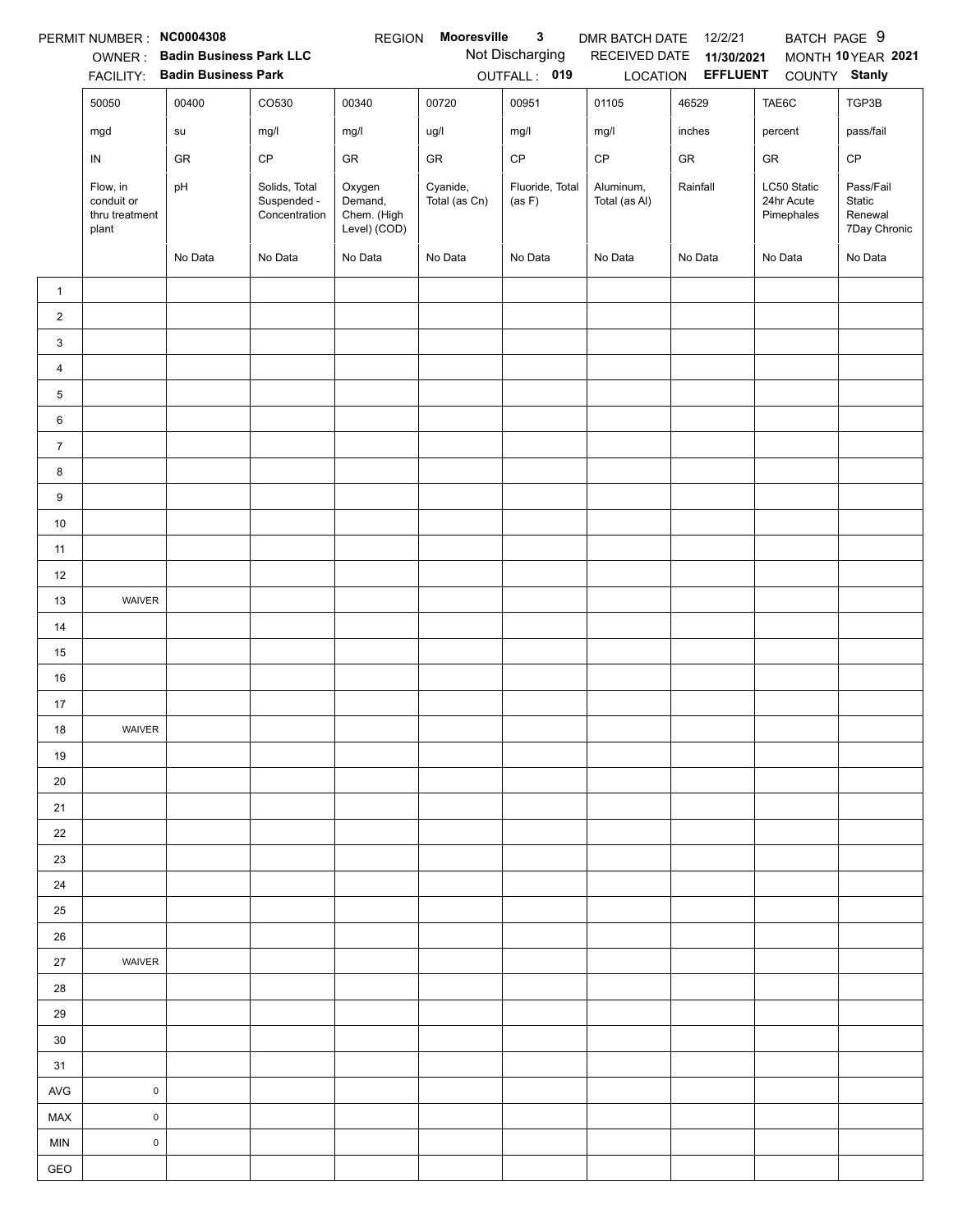PERMIT NUMBER : **NC0004308** REGION **Mooresville 3** DMR BATCH DATE 12/2/21 BATCH PAGE 9

OWNER : **Badin Business Park LLC** Not Discharging RECEIVED DATE **11/30/2021** MONTH **10** YEAR **2021**

FACILITY: **Badin Business Park** OUTFALL : **019** LOCATION **EFFLUENT** COUNTY **Stanly**

| | 50050 | 00400 | CO530 | 00340 | 00720 | 00951 | 01105 | 46529 | TAE6C | TGP3B |
|---|---|---|---|---|---|---|---|---|---|---|
| | mgd | su | mg/l | mg/l | ug/l | mg/l | mg/l | inches | percent | pass/fail |
| | IN | GR | CP | GR | GR | CP | CP | GR | GR | CP |
| | Flow, in conduit or thru treatment plant | pH | Solids, Total Suspended - Concentration | Oxygen Demand, Chem. (High Level) (COD) | Cyanide, Total (as Cn) | Fluoride, Total (as F) | Aluminum, Total (as Al) | Rainfall | LC50 Static 24hr Acute Pimephales | Pass/Fail Static Renewal 7Day Chronic |
| | | No Data | No Data | No Data | No Data | No Data | No Data | No Data | No Data | No Data |
| 1 | | | | | | | | | | |
| 2 | | | | | | | | | | |
| 3 | | | | | | | | | | |
| 4 | | | | | | | | | | |
| 5 | | | | | | | | | | |
| 6 | | | | | | | | | | |
| 7 | | | | | | | | | | |
| 8 | | | | | | | | | | |
| 9 | | | | | | | | | | |
| 10 | | | | | | | | | | |
| 11 | | | | | | | | | | |
| 12 | | | | | | | | | | |
| 13 | WAIVER | | | | | | | | | |
| 14 | | | | | | | | | | |
| 15 | | | | | | | | | | |
| 16 | | | | | | | | | | |
| 17 | | | | | | | | | | |
| 18 | WAIVER | | | | | | | | | |
| 19 | | | | | | | | | | |
| 20 | | | | | | | | | | |
| 21 | | | | | | | | | | |
| 22 | | | | | | | | | | |
| 23 | | | | | | | | | | |
| 24 | | | | | | | | | | |
| 25 | | | | | | | | | | |
| 26 | | | | | | | | | | |
| 27 | WAIVER | | | | | | | | | |
| 28 | | | | | | | | | | |
| 29 | | | | | | | | | | |
| 30 | | | | | | | | | | |
| 31 | | | | | | | | | | |
| AVG | 0 | | | | | | | | | |
| MAX | 0 | | | | | | | | | |
| MIN | 0 | | | | | | | | | |
| GEO | | | | | | | | | | |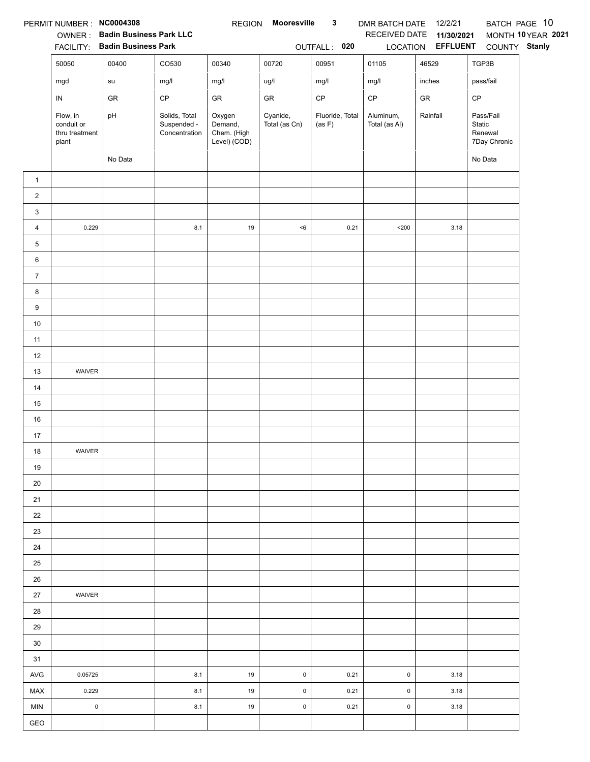PERMIT NUMBER : **NC0004308** REGION **Mooresville 3** DMR BATCH DATE 12/2/21 BATCH PAGE 10

OWNER : **Badin Business Park LLC** RECEIVED DATE **11/30/2021** MONTH **10** YEAR **2021**

FACILITY: **Badin Business Park** OUTFALL : **020** LOCATION **EFFLUENT** COUNTY **Stanly**

| | 50050 | 00400 | CO530 | 00340 | 00720 | 00951 | 01105 | 46529 | TGP3B |
|---|---|---|---|---|---|---|---|---|---|
| | mgd | su | mg/l | mg/l | ug/l | mg/l | mg/l | inches | pass/fail |
| | IN | GR | CP | GR | GR | CP | CP | GR | CP |
| | Flow, in conduit or thru treatment plant | pH | Solids, Total Suspended - Concentration | Oxygen Demand, Chem. (High Level) (COD) | Cyanide, Total (as Cn) | Fluoride, Total (as F) | Aluminum, Total (as Al) | Rainfall | Pass/Fail Static Renewal 7Day Chronic |
| | | No Data | | | | | | | No Data |
| 1 | | | | | | | | | |
| 2 | | | | | | | | | |
| 3 | | | | | | | | | |
| 4 | 0.229 | | 8.1 | 19 | <6 | 0.21 | <200 | 3.18 | |
| 5 | | | | | | | | | |
| 6 | | | | | | | | | |
| 7 | | | | | | | | | |
| 8 | | | | | | | | | |
| 9 | | | | | | | | | |
| 10 | | | | | | | | | |
| 11 | | | | | | | | | |
| 12 | | | | | | | | | |
| 13 | WAIVER | | | | | | | | |
| 14 | | | | | | | | | |
| 15 | | | | | | | | | |
| 16 | | | | | | | | | |
| 17 | | | | | | | | | |
| 18 | WAIVER | | | | | | | | |
| 19 | | | | | | | | | |
| 20 | | | | | | | | | |
| 21 | | | | | | | | | |
| 22 | | | | | | | | | |
| 23 | | | | | | | | | |
| 24 | | | | | | | | | |
| 25 | | | | | | | | | |
| 26 | | | | | | | | | |
| 27 | WAIVER | | | | | | | | |
| 28 | | | | | | | | | |
| 29 | | | | | | | | | |
| 30 | | | | | | | | | |
| 31 | | | | | | | | | |
| AVG | 0.05725 | | 8.1 | 19 | 0 | 0.21 | 0 | 3.18 | |
| MAX | 0.229 | | 8.1 | 19 | 0 | 0.21 | 0 | 3.18 | |
| MIN | 0 | | 8.1 | 19 | 0 | 0.21 | 0 | 3.18 | |
| GEO | | | | | | | | | |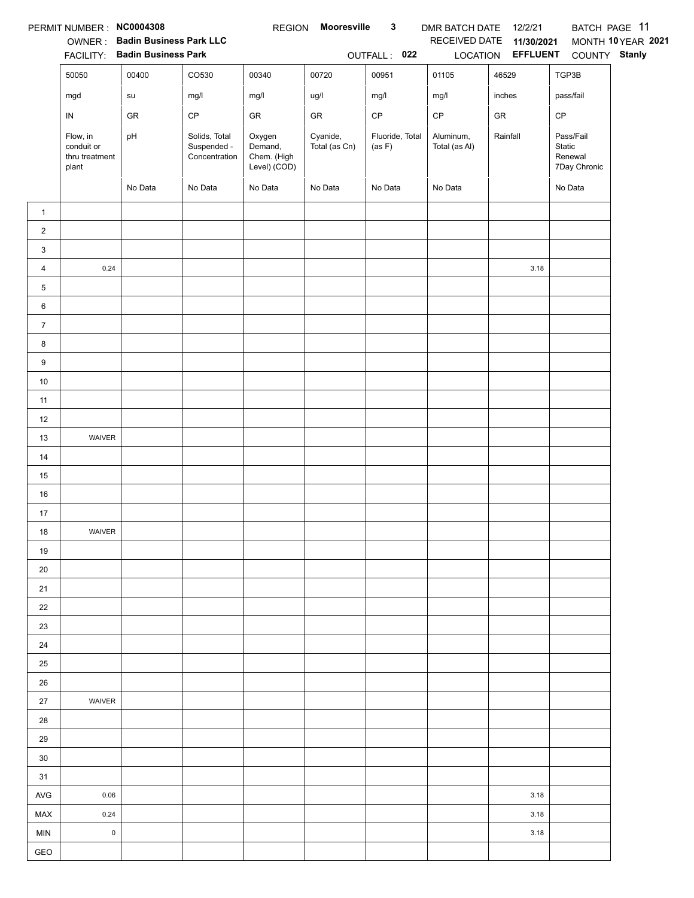PERMIT NUMBER : **NC0004308** REGION **Mooresville 3** DMR BATCH DATE 12/2/21 BATCH PAGE 11

OWNER : **Badin Business Park LLC** RECEIVED DATE **11/30/2021** MONTH **10** YEAR **2021**

FACILITY: **Badin Business Park** OUTFALL : **022** LOCATION **EFFLUENT** COUNTY **Stanly**

| | 50050 | 00400 | CO530 | 00340 | 00720 | 00951 | 01105 | 46529 | TGP3B |
|---|---|---|---|---|---|---|---|---|---|
| | mgd | su | mg/l | mg/l | ug/l | mg/l | mg/l | inches | pass/fail |
| | IN | GR | CP | GR | GR | CP | CP | GR | CP |
| | Flow, in conduit or thru treatment plant | pH | Solids, Total Suspended - Concentration | Oxygen Demand, Chem. (High Level) (COD) | Cyanide, Total (as Cn) | Fluoride, Total (as F) | Aluminum, Total (as Al) | Rainfall | Pass/Fail Static Renewal 7Day Chronic |
| | | No Data | No Data | No Data | No Data | No Data | No Data | | No Data |
| 1 | | | | | | | | | |
| 2 | | | | | | | | | |
| 3 | | | | | | | | | |
| 4 | 0.24 | | | | | | | 3.18 | |
| 5 | | | | | | | | | |
| 6 | | | | | | | | | |
| 7 | | | | | | | | | |
| 8 | | | | | | | | | |
| 9 | | | | | | | | | |
| 10 | | | | | | | | | |
| 11 | | | | | | | | | |
| 12 | | | | | | | | | |
| 13 | WAIVER | | | | | | | | |
| 14 | | | | | | | | | |
| 15 | | | | | | | | | |
| 16 | | | | | | | | | |
| 17 | | | | | | | | | |
| 18 | WAIVER | | | | | | | | |
| 19 | | | | | | | | | |
| 20 | | | | | | | | | |
| 21 | | | | | | | | | |
| 22 | | | | | | | | | |
| 23 | | | | | | | | | |
| 24 | | | | | | | | | |
| 25 | | | | | | | | | |
| 26 | | | | | | | | | |
| 27 | WAIVER | | | | | | | | |
| 28 | | | | | | | | | |
| 29 | | | | | | | | | |
| 30 | | | | | | | | | |
| 31 | | | | | | | | | |
| AVG | 0.06 | | | | | | | 3.18 | |
| MAX | 0.24 | | | | | | | 3.18 | |
| MIN | 0 | | | | | | | 3.18 | |
| GEO | | | | | | | | | |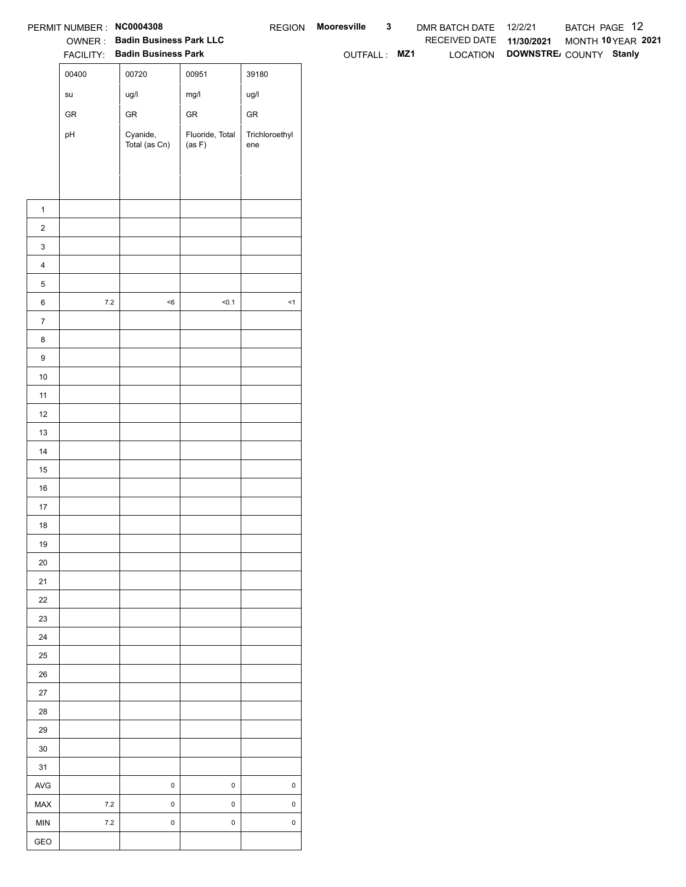PERMIT NUMBER : **NC0004308** REGION **Mooresville 3** DMR BATCH DATE 12/2/21 BATCH PAGE 12

OWNER : **Badin Business Park LLC** RECEIVED DATE **11/30/2021** MONTH **10** YEAR **2021**

FACILITY: **Badin Business Park** OUTFALL : **MZ1** LOCATION **DOWNSTRE/** COUNTY **Stanly**

| | 00400 | 00720 | 00951 | 39180 |
|---|---|---|---|---|
| | su | ug/l | mg/l | ug/l |
| | GR | GR | GR | GR |
| | pH | Cyanide, Total (as Cn) | Fluoride, Total (as F) | Trichloroethylene |
| 1 | | | | |
| 2 | | | | |
| 3 | | | | |
| 4 | | | | |
| 5 | | | | |
| 6 | 7.2 | <6 | <0.1 | <1 |
| 7 | | | | |
| 8 | | | | |
| 9 | | | | |
| 10 | | | | |
| 11 | | | | |
| 12 | | | | |
| 13 | | | | |
| 14 | | | | |
| 15 | | | | |
| 16 | | | | |
| 17 | | | | |
| 18 | | | | |
| 19 | | | | |
| 20 | | | | |
| 21 | | | | |
| 22 | | | | |
| 23 | | | | |
| 24 | | | | |
| 25 | | | | |
| 26 | | | | |
| 27 | | | | |
| 28 | | | | |
| 29 | | | | |
| 30 | | | | |
| 31 | | | | |
| AVG | | 0 | 0 | 0 |
| MAX | 7.2 | 0 | 0 | 0 |
| MIN | 7.2 | 0 | 0 | 0 |
| GEO | | | | |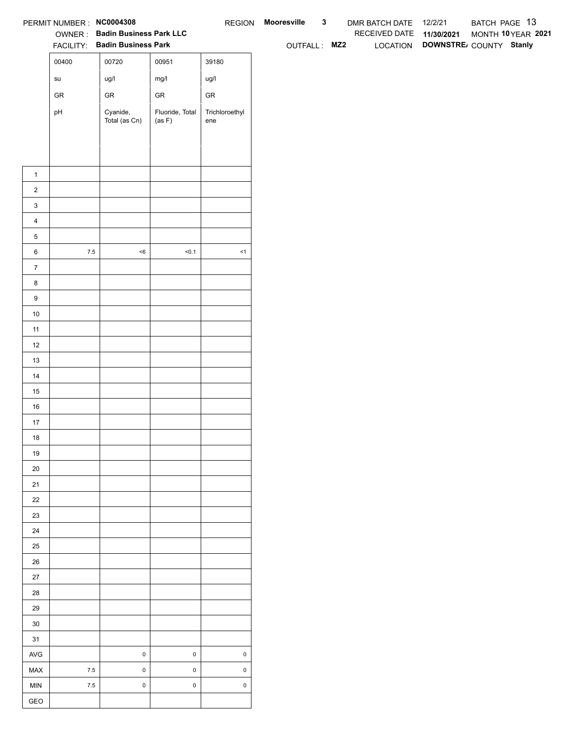PERMIT NUMBER : **NC0004308**
OWNER : **Badin Business Park LLC**
FACILITY: **Badin Business Park**

REGION **Mooresville** **3**
OUTFALL : **MZ2**

DMR BATCH DATE 12/2/21
RECEIVED DATE **11/30/2021**
LOCATION **DOWNSTRE/**

BATCH PAGE 13
MONTH **10** YEAR **2021**
COUNTY **Stanly**

| | 00400 | 00720 | 00951 | 39180 |
|---|---|---|---|---|
| | su | ug/l | mg/l | ug/l |
| | GR | GR | GR | GR |
| | pH | Cyanide, Total (as Cn) | Fluoride, Total (as F) | Trichloroethylene |
| 1 | | | | |
| 2 | | | | |
| 3 | | | | |
| 4 | | | | |
| 5 | | | | |
| 6 | 7.5 | <6 | <0.1 | <1 |
| 7 | | | | |
| 8 | | | | |
| 9 | | | | |
| 10 | | | | |
| 11 | | | | |
| 12 | | | | |
| 13 | | | | |
| 14 | | | | |
| 15 | | | | |
| 16 | | | | |
| 17 | | | | |
| 18 | | | | |
| 19 | | | | |
| 20 | | | | |
| 21 | | | | |
| 22 | | | | |
| 23 | | | | |
| 24 | | | | |
| 25 | | | | |
| 26 | | | | |
| 27 | | | | |
| 28 | | | | |
| 29 | | | | |
| 30 | | | | |
| 31 | | | | |
| AVG | | 0 | 0 | 0 |
| MAX | 7.5 | 0 | 0 | 0 |
| MIN | 7.5 | 0 | 0 | 0 |
| GEO | | | | |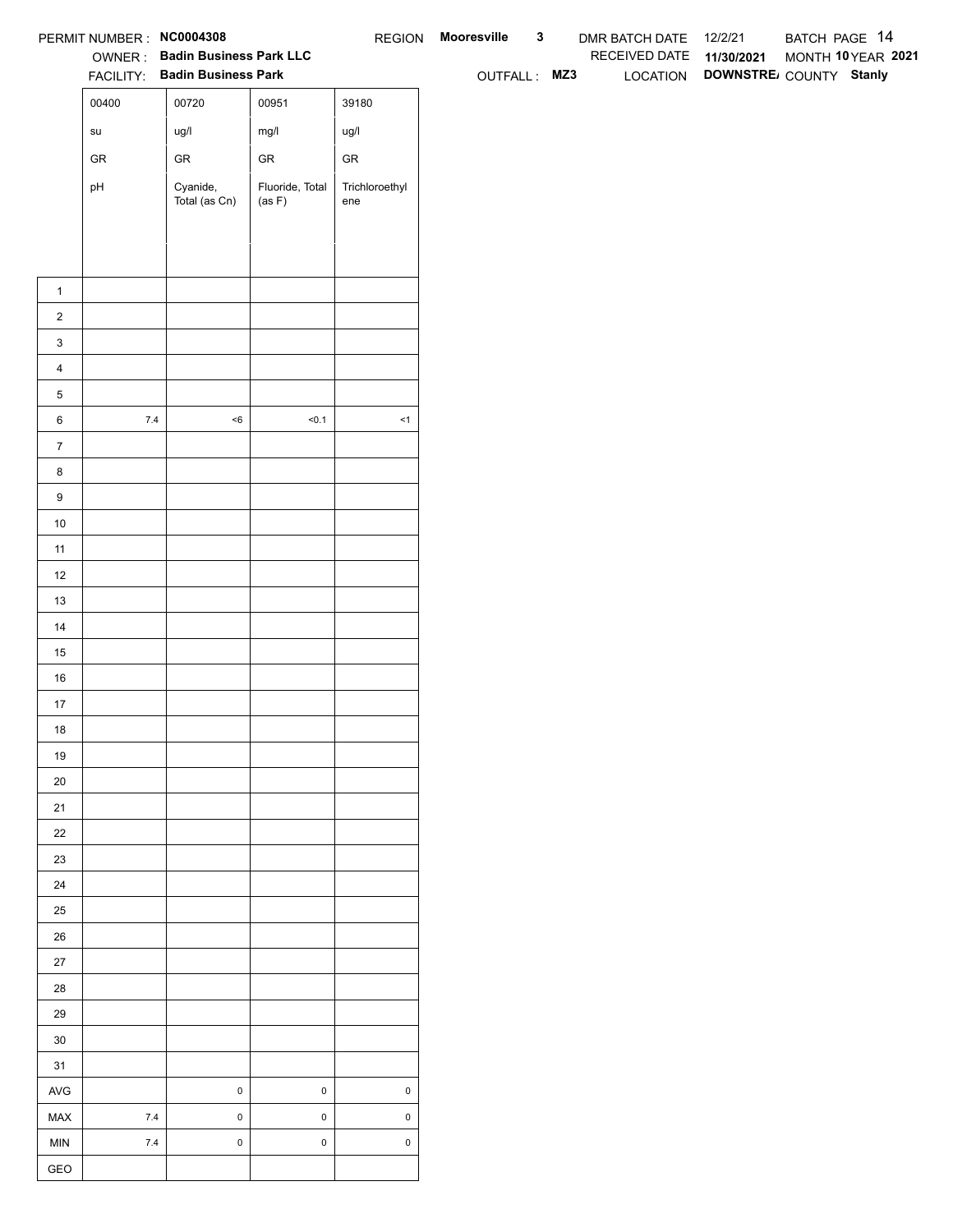PERMIT NUMBER : **NC0004308** REGION **Mooresville 3** DMR BATCH DATE 12/2/21 BATCH PAGE 14

OWNER : **Badin Business Park LLC** RECEIVED DATE **11/30/2021** MONTH **10** YEAR **2021**

FACILITY: **Badin Business Park** OUTFALL : **MZ3** LOCATION **DOWNSTRE/** COUNTY **Stanly**

| | 00400 | 00720 | 00951 | 39180 |
|---|---|---|---|---|
| | su | ug/l | mg/l | ug/l |
| | GR | GR | GR | GR |
| | pH | Cyanide, Total (as Cn) | Fluoride, Total (as F) | Trichloroethylene |
| 1 | | | | |
| 2 | | | | |
| 3 | | | | |
| 4 | | | | |
| 5 | | | | |
| 6 | 7.4 | <6 | <0.1 | <1 |
| 7 | | | | |
| 8 | | | | |
| 9 | | | | |
| 10 | | | | |
| 11 | | | | |
| 12 | | | | |
| 13 | | | | |
| 14 | | | | |
| 15 | | | | |
| 16 | | | | |
| 17 | | | | |
| 18 | | | | |
| 19 | | | | |
| 20 | | | | |
| 21 | | | | |
| 22 | | | | |
| 23 | | | | |
| 24 | | | | |
| 25 | | | | |
| 26 | | | | |
| 27 | | | | |
| 28 | | | | |
| 29 | | | | |
| 30 | | | | |
| 31 | | | | |
| AVG | | 0 | 0 | 0 |
| MAX | 7.4 | 0 | 0 | 0 |
| MIN | 7.4 | 0 | 0 | 0 |
| GEO | | | | |